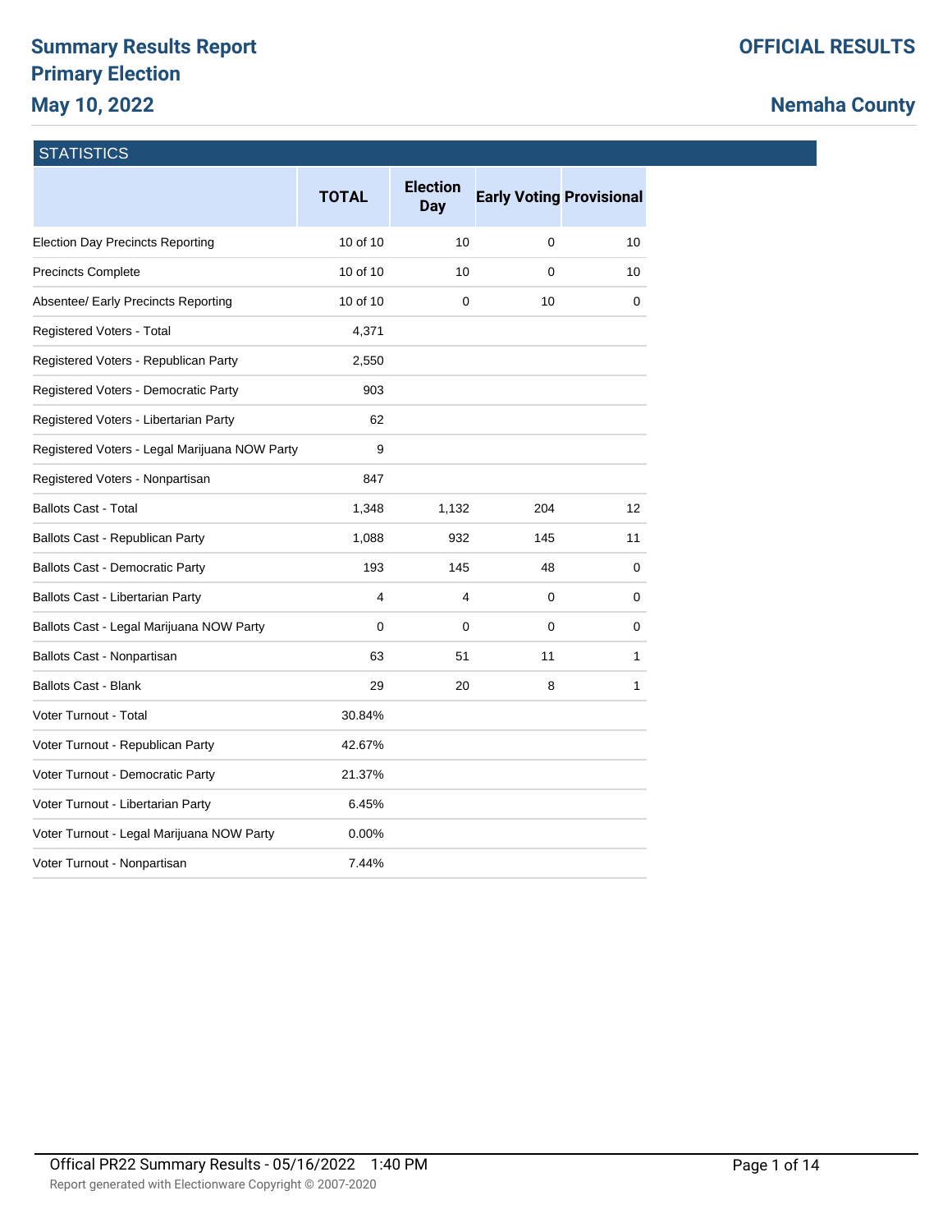# Summary Results Report
# Primary Election
# May 10, 2022

## OFFICIAL RESULTS

## Nemaha County

### STATISTICS

| | TOTAL | Election Day | Early Voting | Provisional |
|---|---|---|---|---|
| Election Day Precincts Reporting | 10 of 10 | 10 | 0 | 10 |
| Precincts Complete | 10 of 10 | 10 | 0 | 10 |
| Absentee/ Early Precincts Reporting | 10 of 10 | 0 | 10 | 0 |
| Registered Voters - Total | 4,371 | | | |
| Registered Voters - Republican Party | 2,550 | | | |
| Registered Voters - Democratic Party | 903 | | | |
| Registered Voters - Libertarian Party | 62 | | | |
| Registered Voters - Legal Marijuana NOW Party | 9 | | | |
| Registered Voters - Nonpartisan | 847 | | | |
| Ballots Cast - Total | 1,348 | 1,132 | 204 | 12 |
| Ballots Cast - Republican Party | 1,088 | 932 | 145 | 11 |
| Ballots Cast - Democratic Party | 193 | 145 | 48 | 0 |
| Ballots Cast - Libertarian Party | 4 | 4 | 0 | 0 |
| Ballots Cast - Legal Marijuana NOW Party | 0 | 0 | 0 | 0 |
| Ballots Cast - Nonpartisan | 63 | 51 | 11 | 1 |
| Ballots Cast - Blank | 29 | 20 | 8 | 1 |
| Voter Turnout - Total | 30.84% | | | |
| Voter Turnout - Republican Party | 42.67% | | | |
| Voter Turnout - Democratic Party | 21.37% | | | |
| Voter Turnout - Libertarian Party | 6.45% | | | |
| Voter Turnout - Legal Marijuana NOW Party | 0.00% | | | |
| Voter Turnout - Nonpartisan | 7.44% | | | |

Offical PR22 Summary Results - 05/16/2022 1:40 PM

Report generated with Electionware Copyright © 2007-2020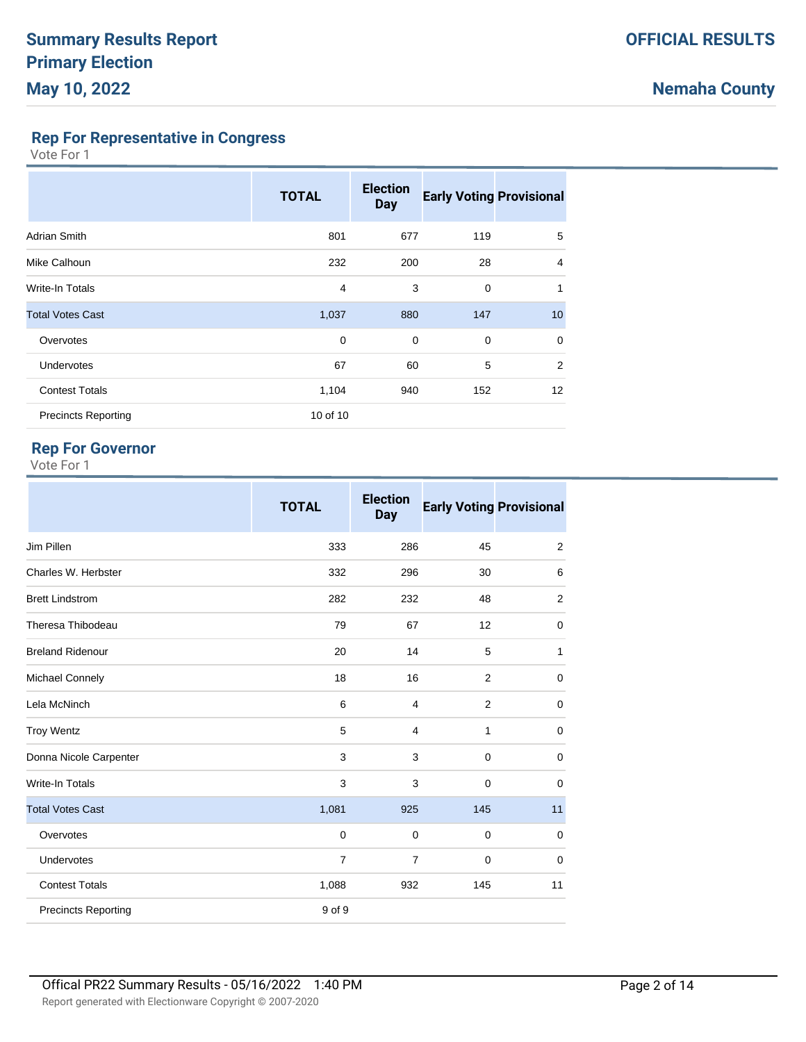# Summary Results Report
# Primary Election
# May 10, 2022

**OFFICIAL RESULTS**

**Nemaha County**

## Rep For Representative in Congress

Vote For 1

| | TOTAL | Election Day | Early Voting | Provisional |
|---|---|---|---|---|
| Adrian Smith | 801 | 677 | 119 | 5 |
| Mike Calhoun | 232 | 200 | 28 | 4 |
| Write-In Totals | 4 | 3 | 0 | 1 |
| Total Votes Cast | 1,037 | 880 | 147 | 10 |
| Overvotes | 0 | 0 | 0 | 0 |
| Undervotes | 67 | 60 | 5 | 2 |
| Contest Totals | 1,104 | 940 | 152 | 12 |
| Precincts Reporting | 10 of 10 | | | |

## Rep For Governor

Vote For 1

| | TOTAL | Election Day | Early Voting | Provisional |
|---|---|---|---|---|
| Jim Pillen | 333 | 286 | 45 | 2 |
| Charles W. Herbster | 332 | 296 | 30 | 6 |
| Brett Lindstrom | 282 | 232 | 48 | 2 |
| Theresa Thibodeau | 79 | 67 | 12 | 0 |
| Breland Ridenour | 20 | 14 | 5 | 1 |
| Michael Connely | 18 | 16 | 2 | 0 |
| Lela McNinch | 6 | 4 | 2 | 0 |
| Troy Wentz | 5 | 4 | 1 | 0 |
| Donna Nicole Carpenter | 3 | 3 | 0 | 0 |
| Write-In Totals | 3 | 3 | 0 | 0 |
| Total Votes Cast | 1,081 | 925 | 145 | 11 |
| Overvotes | 0 | 0 | 0 | 0 |
| Undervotes | 7 | 7 | 0 | 0 |
| Contest Totals | 1,088 | 932 | 145 | 11 |
| Precincts Reporting | 9 of 9 | | | |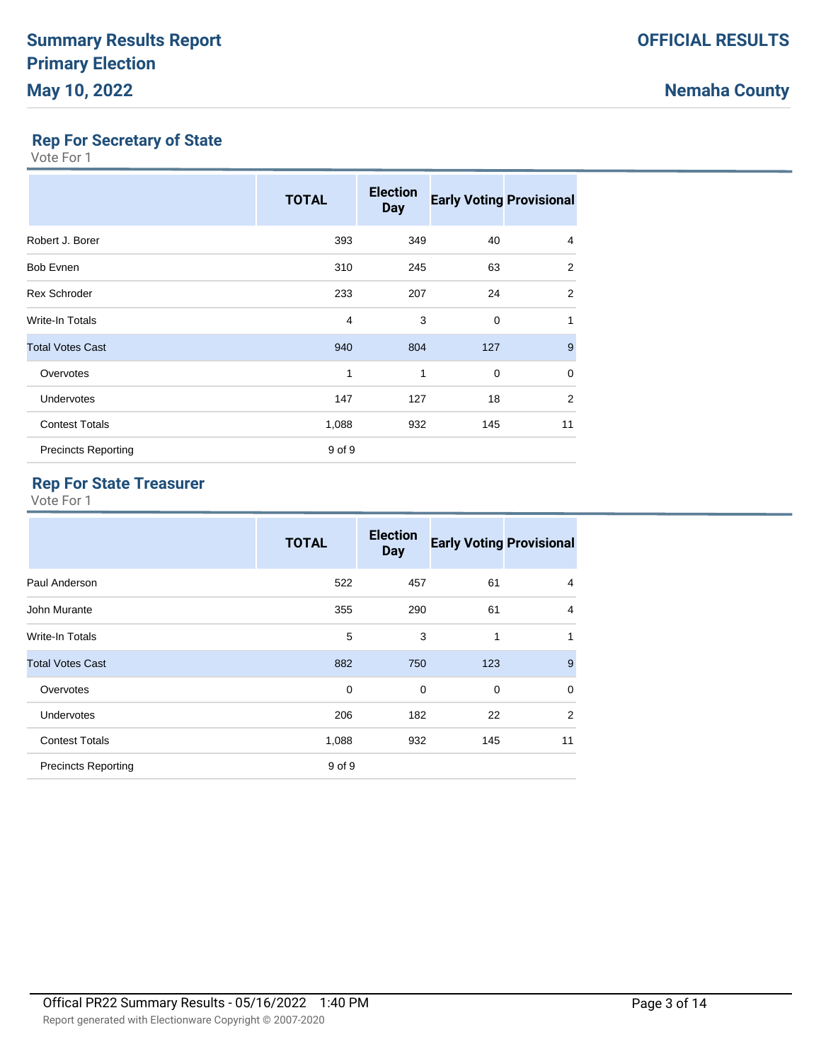# Summary Results Report
# Primary Election
# May 10, 2022

**OFFICIAL RESULTS**

**Nemaha County**

## Rep For Secretary of State

Vote For 1

| | TOTAL | Election Day | Early Voting | Provisional |
|---|---|---|---|---|
| Robert J. Borer | 393 | 349 | 40 | 4 |
| Bob Evnen | 310 | 245 | 63 | 2 |
| Rex Schroder | 233 | 207 | 24 | 2 |
| Write-In Totals | 4 | 3 | 0 | 1 |
| Total Votes Cast | 940 | 804 | 127 | 9 |
| Overvotes | 1 | 1 | 0 | 0 |
| Undervotes | 147 | 127 | 18 | 2 |
| Contest Totals | 1,088 | 932 | 145 | 11 |
| Precincts Reporting | 9 of 9 | | | |

## Rep For State Treasurer

Vote For 1

| | TOTAL | Election Day | Early Voting | Provisional |
|---|---|---|---|---|
| Paul Anderson | 522 | 457 | 61 | 4 |
| John Murante | 355 | 290 | 61 | 4 |
| Write-In Totals | 5 | 3 | 1 | 1 |
| Total Votes Cast | 882 | 750 | 123 | 9 |
| Overvotes | 0 | 0 | 0 | 0 |
| Undervotes | 206 | 182 | 22 | 2 |
| Contest Totals | 1,088 | 932 | 145 | 11 |
| Precincts Reporting | 9 of 9 | | | |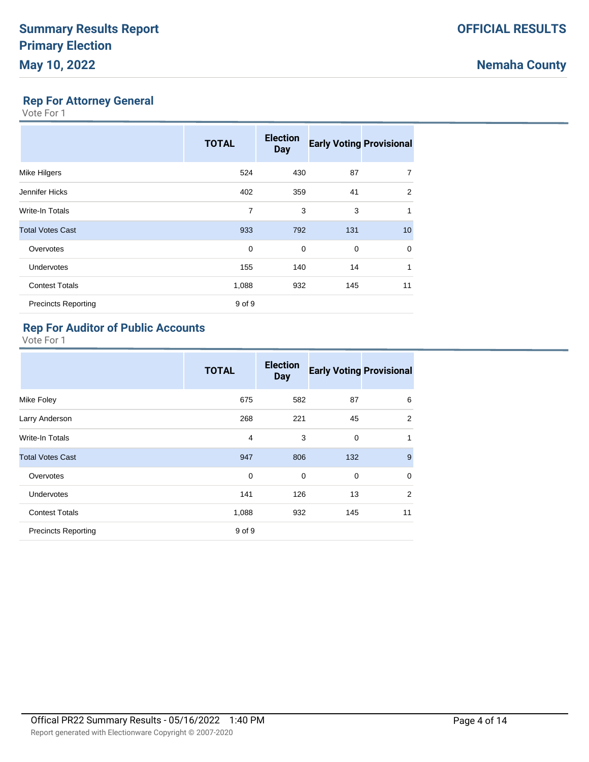# Summary Results Report
# Primary Election
# May 10, 2022

**OFFICIAL RESULTS**

**Nemaha County**

## Rep For Attorney General

Vote For 1

| | TOTAL | Election Day | Early Voting | Provisional |
|---|---|---|---|---|
| Mike Hilgers | 524 | 430 | 87 | 7 |
| Jennifer Hicks | 402 | 359 | 41 | 2 |
| Write-In Totals | 7 | 3 | 3 | 1 |
| Total Votes Cast | 933 | 792 | 131 | 10 |
| Overvotes | 0 | 0 | 0 | 0 |
| Undervotes | 155 | 140 | 14 | 1 |
| Contest Totals | 1,088 | 932 | 145 | 11 |
| Precincts Reporting | 9 of 9 | | | |

## Rep For Auditor of Public Accounts

Vote For 1

| | TOTAL | Election Day | Early Voting | Provisional |
|---|---|---|---|---|
| Mike Foley | 675 | 582 | 87 | 6 |
| Larry Anderson | 268 | 221 | 45 | 2 |
| Write-In Totals | 4 | 3 | 0 | 1 |
| Total Votes Cast | 947 | 806 | 132 | 9 |
| Overvotes | 0 | 0 | 0 | 0 |
| Undervotes | 141 | 126 | 13 | 2 |
| Contest Totals | 1,088 | 932 | 145 | 11 |
| Precincts Reporting | 9 of 9 | | | |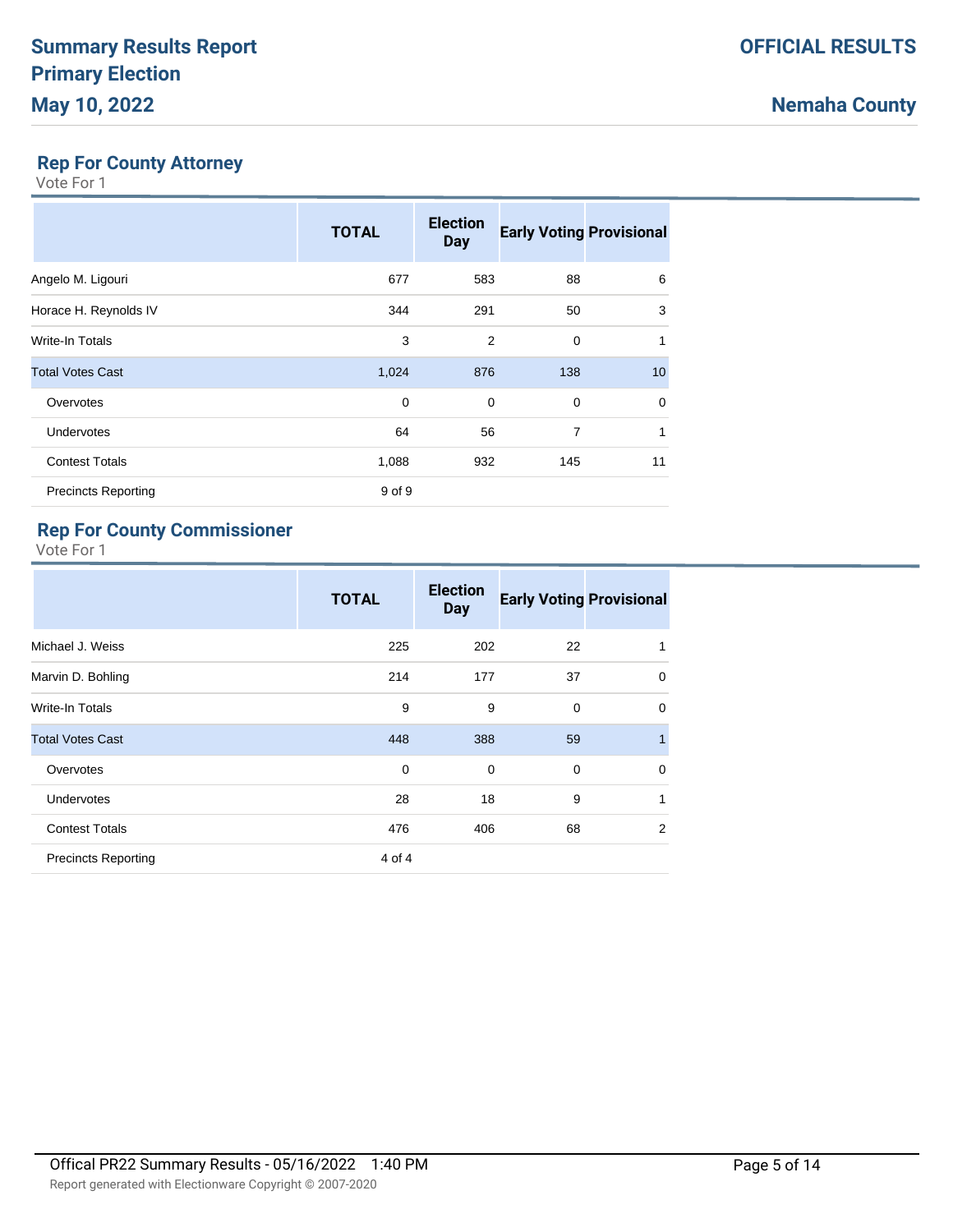# Summary Results Report
# Primary Election
# May 10, 2022

**OFFICIAL RESULTS**

**Nemaha County**

## Rep For County Attorney

Vote For 1

| | TOTAL | Election Day | Early Voting | Provisional |
|---|---|---|---|---|
| Angelo M. Ligouri | 677 | 583 | 88 | 6 |
| Horace H. Reynolds IV | 344 | 291 | 50 | 3 |
| Write-In Totals | 3 | 2 | 0 | 1 |
| Total Votes Cast | 1,024 | 876 | 138 | 10 |
| Overvotes | 0 | 0 | 0 | 0 |
| Undervotes | 64 | 56 | 7 | 1 |
| Contest Totals | 1,088 | 932 | 145 | 11 |
| Precincts Reporting | 9 of 9 | | | |

## Rep For County Commissioner

Vote For 1

| | TOTAL | Election Day | Early Voting | Provisional |
|---|---|---|---|---|
| Michael J. Weiss | 225 | 202 | 22 | 1 |
| Marvin D. Bohling | 214 | 177 | 37 | 0 |
| Write-In Totals | 9 | 9 | 0 | 0 |
| Total Votes Cast | 448 | 388 | 59 | 1 |
| Overvotes | 0 | 0 | 0 | 0 |
| Undervotes | 28 | 18 | 9 | 1 |
| Contest Totals | 476 | 406 | 68 | 2 |
| Precincts Reporting | 4 of 4 | | | |

Offical PR22 Summary Results - 05/16/2022 1:40 PM

Report generated with Electionware Copyright © 2007-2020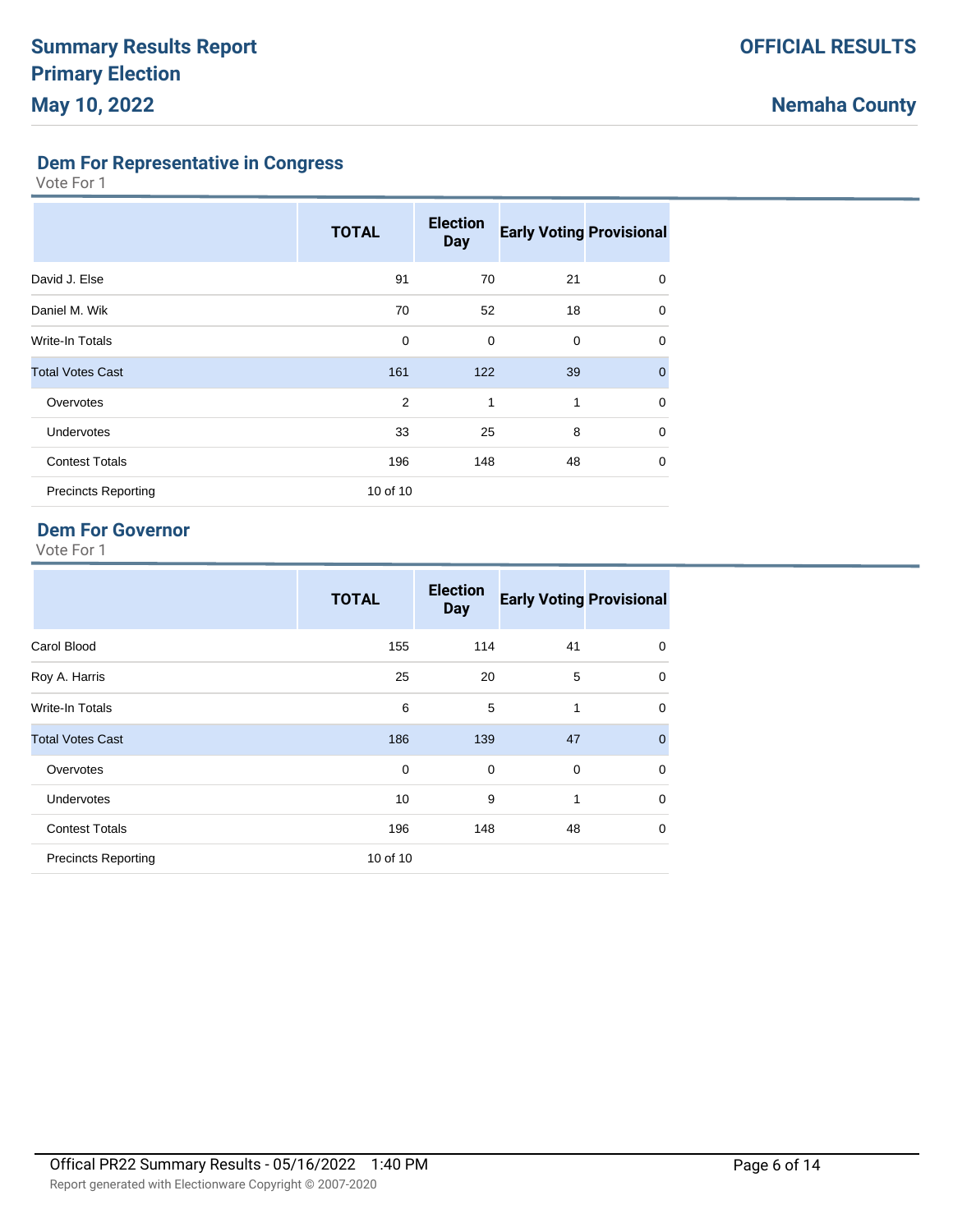# Summary Results Report
# Primary Election
# May 10, 2022

**OFFICIAL RESULTS**

**Nemaha County**

## Dem For Representative in Congress

Vote For 1

| | TOTAL | Election Day | Early Voting | Provisional |
|---|---|---|---|---|
| David J. Else | 91 | 70 | 21 | 0 |
| Daniel M. Wik | 70 | 52 | 18 | 0 |
| Write-In Totals | 0 | 0 | 0 | 0 |
| Total Votes Cast | 161 | 122 | 39 | 0 |
| Overvotes | 2 | 1 | 1 | 0 |
| Undervotes | 33 | 25 | 8 | 0 |
| Contest Totals | 196 | 148 | 48 | 0 |
| Precincts Reporting | 10 of 10 | | | |

## Dem For Governor

Vote For 1

| | TOTAL | Election Day | Early Voting | Provisional |
|---|---|---|---|---|
| Carol Blood | 155 | 114 | 41 | 0 |
| Roy A. Harris | 25 | 20 | 5 | 0 |
| Write-In Totals | 6 | 5 | 1 | 0 |
| Total Votes Cast | 186 | 139 | 47 | 0 |
| Overvotes | 0 | 0 | 0 | 0 |
| Undervotes | 10 | 9 | 1 | 0 |
| Contest Totals | 196 | 148 | 48 | 0 |
| Precincts Reporting | 10 of 10 | | | |

Offical PR22 Summary Results - 05/16/2022 1:40 PM

Report generated with Electionware Copyright © 2007-2020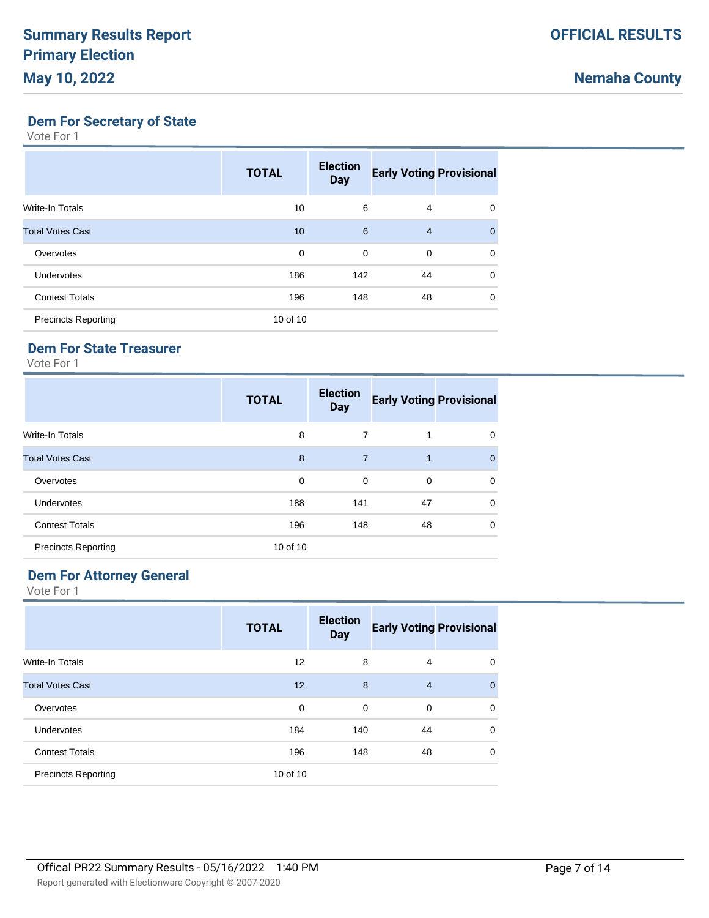## Dem For Secretary of State

Vote For 1

| | TOTAL | Election Day | Early Voting | Provisional |
|---|---|---|---|---|
| Write-In Totals | 10 | 6 | 4 | 0 |
| Total Votes Cast | 10 | 6 | 4 | 0 |
| Overvotes | 0 | 0 | 0 | 0 |
| Undervotes | 186 | 142 | 44 | 0 |
| Contest Totals | 196 | 148 | 48 | 0 |
| Precincts Reporting | 10 of 10 | | | |

## Dem For State Treasurer

Vote For 1

| | TOTAL | Election Day | Early Voting | Provisional |
|---|---|---|---|---|
| Write-In Totals | 8 | 7 | 1 | 0 |
| Total Votes Cast | 8 | 7 | 1 | 0 |
| Overvotes | 0 | 0 | 0 | 0 |
| Undervotes | 188 | 141 | 47 | 0 |
| Contest Totals | 196 | 148 | 48 | 0 |
| Precincts Reporting | 10 of 10 | | | |

## Dem For Attorney General

Vote For 1

| | TOTAL | Election Day | Early Voting | Provisional |
|---|---|---|---|---|
| Write-In Totals | 12 | 8 | 4 | 0 |
| Total Votes Cast | 12 | 8 | 4 | 0 |
| Overvotes | 0 | 0 | 0 | 0 |
| Undervotes | 184 | 140 | 44 | 0 |
| Contest Totals | 196 | 148 | 48 | 0 |
| Precincts Reporting | 10 of 10 | | | |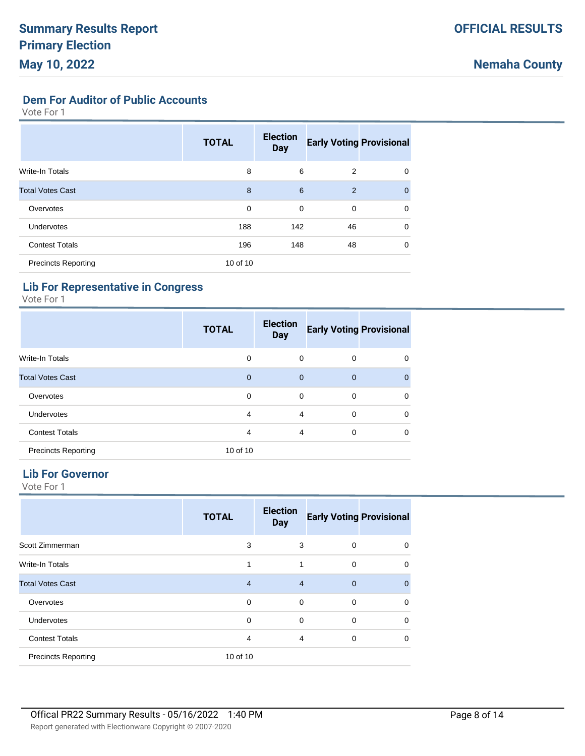## Dem For Auditor of Public Accounts

Vote For 1

| | TOTAL | Election Day | Early Voting | Provisional |
|---|---|---|---|---|
| Write-In Totals | 8 | 6 | 2 | 0 |
| Total Votes Cast | 8 | 6 | 2 | 0 |
| Overvotes | 0 | 0 | 0 | 0 |
| Undervotes | 188 | 142 | 46 | 0 |
| Contest Totals | 196 | 148 | 48 | 0 |
| Precincts Reporting | 10 of 10 | | | |

## Lib For Representative in Congress

Vote For 1

| | TOTAL | Election Day | Early Voting | Provisional |
|---|---|---|---|---|
| Write-In Totals | 0 | 0 | 0 | 0 |
| Total Votes Cast | 0 | 0 | 0 | 0 |
| Overvotes | 0 | 0 | 0 | 0 |
| Undervotes | 4 | 4 | 0 | 0 |
| Contest Totals | 4 | 4 | 0 | 0 |
| Precincts Reporting | 10 of 10 | | | |

## Lib For Governor

Vote For 1

| | TOTAL | Election Day | Early Voting | Provisional |
|---|---|---|---|---|
| Scott Zimmerman | 3 | 3 | 0 | 0 |
| Write-In Totals | 1 | 1 | 0 | 0 |
| Total Votes Cast | 4 | 4 | 0 | 0 |
| Overvotes | 0 | 0 | 0 | 0 |
| Undervotes | 0 | 0 | 0 | 0 |
| Contest Totals | 4 | 4 | 0 | 0 |
| Precincts Reporting | 10 of 10 | | | |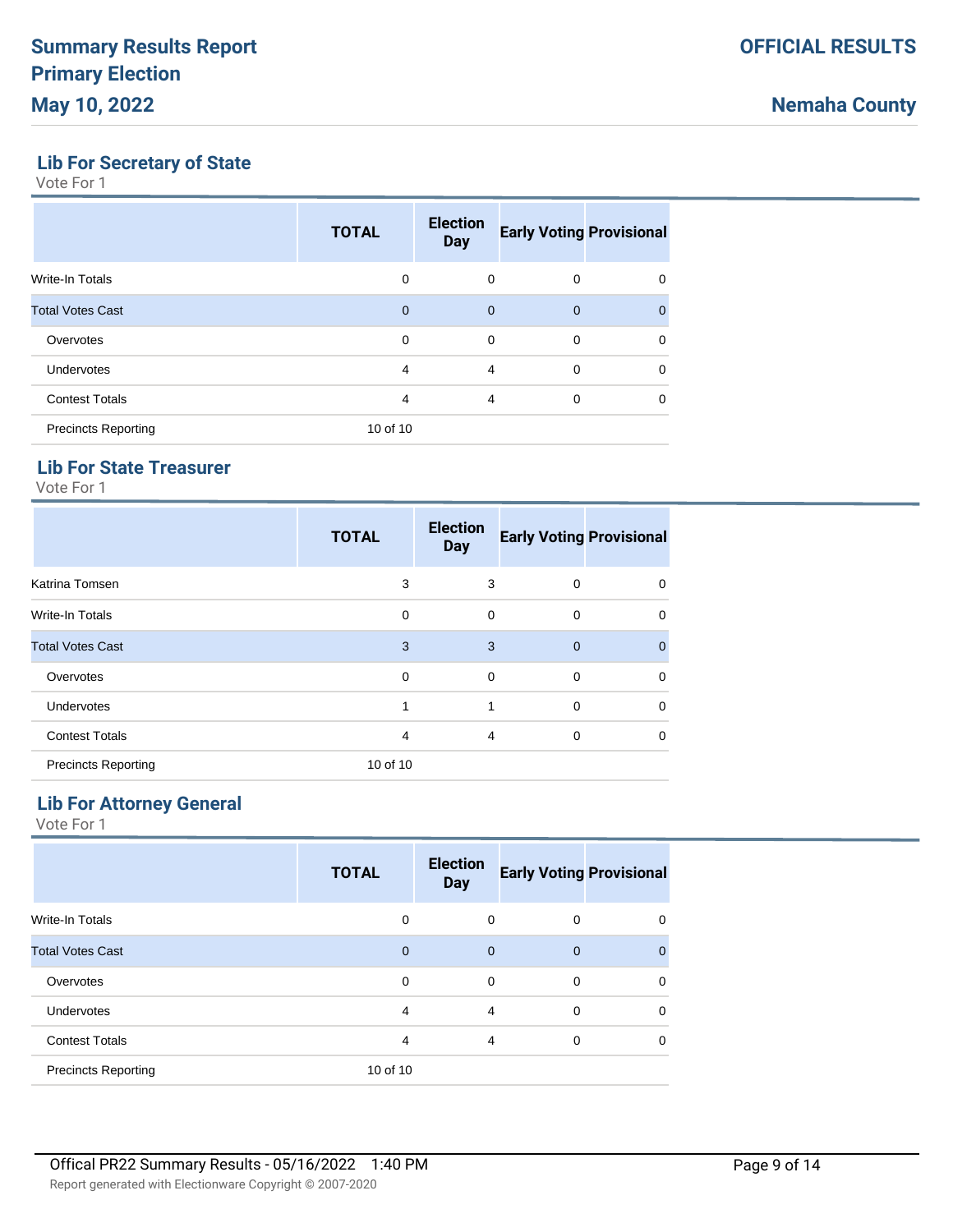# Summary Results Report
# Primary Election
# May 10, 2022

**OFFICIAL RESULTS**

**Nemaha County**

## Lib For Secretary of State

Vote For 1

| | TOTAL | Election Day | Early Voting | Provisional |
|---|---|---|---|---|
| Write-In Totals | 0 | 0 | 0 | 0 |
| Total Votes Cast | 0 | 0 | 0 | 0 |
| Overvotes | 0 | 0 | 0 | 0 |
| Undervotes | 4 | 4 | 0 | 0 |
| Contest Totals | 4 | 4 | 0 | 0 |
| Precincts Reporting | 10 of 10 | | | |

## Lib For State Treasurer

Vote For 1

| | TOTAL | Election Day | Early Voting | Provisional |
|---|---|---|---|---|
| Katrina Tomsen | 3 | 3 | 0 | 0 |
| Write-In Totals | 0 | 0 | 0 | 0 |
| Total Votes Cast | 3 | 3 | 0 | 0 |
| Overvotes | 0 | 0 | 0 | 0 |
| Undervotes | 1 | 1 | 0 | 0 |
| Contest Totals | 4 | 4 | 0 | 0 |
| Precincts Reporting | 10 of 10 | | | |

## Lib For Attorney General

Vote For 1

| | TOTAL | Election Day | Early Voting | Provisional |
|---|---|---|---|---|
| Write-In Totals | 0 | 0 | 0 | 0 |
| Total Votes Cast | 0 | 0 | 0 | 0 |
| Overvotes | 0 | 0 | 0 | 0 |
| Undervotes | 4 | 4 | 0 | 0 |
| Contest Totals | 4 | 4 | 0 | 0 |
| Precincts Reporting | 10 of 10 | | | |

Offical PR22 Summary Results - 05/16/2022 1:40 PM

Report generated with Electionware Copyright © 2007-2020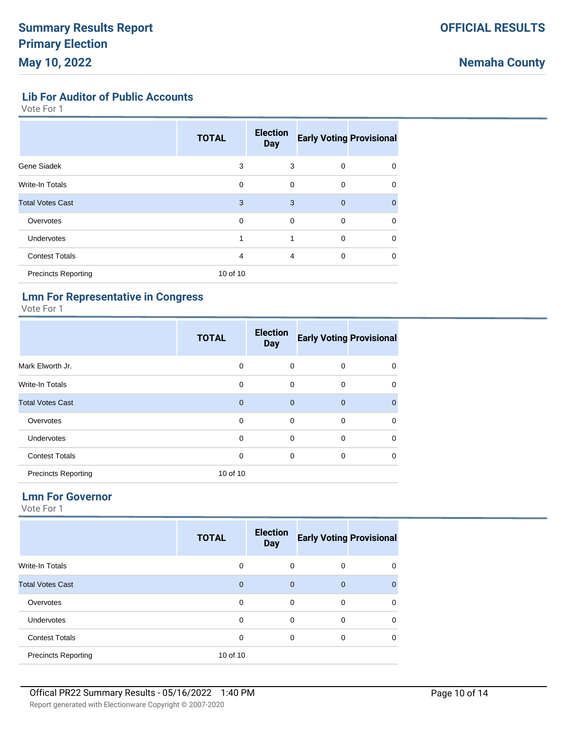## Lib For Auditor of Public Accounts

Vote For 1

| | TOTAL | Election Day | Early Voting | Provisional |
|---|---|---|---|---|
| Gene Siadek | 3 | 3 | 0 | 0 |
| Write-In Totals | 0 | 0 | 0 | 0 |
| Total Votes Cast | 3 | 3 | 0 | 0 |
| Overvotes | 0 | 0 | 0 | 0 |
| Undervotes | 1 | 1 | 0 | 0 |
| Contest Totals | 4 | 4 | 0 | 0 |
| Precincts Reporting | 10 of 10 | | | |

## Lmn For Representative in Congress

Vote For 1

| | TOTAL | Election Day | Early Voting | Provisional |
|---|---|---|---|---|
| Mark Elworth Jr. | 0 | 0 | 0 | 0 |
| Write-In Totals | 0 | 0 | 0 | 0 |
| Total Votes Cast | 0 | 0 | 0 | 0 |
| Overvotes | 0 | 0 | 0 | 0 |
| Undervotes | 0 | 0 | 0 | 0 |
| Contest Totals | 0 | 0 | 0 | 0 |
| Precincts Reporting | 10 of 10 | | | |

## Lmn For Governor

Vote For 1

| | TOTAL | Election Day | Early Voting | Provisional |
|---|---|---|---|---|
| Write-In Totals | 0 | 0 | 0 | 0 |
| Total Votes Cast | 0 | 0 | 0 | 0 |
| Overvotes | 0 | 0 | 0 | 0 |
| Undervotes | 0 | 0 | 0 | 0 |
| Contest Totals | 0 | 0 | 0 | 0 |
| Precincts Reporting | 10 of 10 | | | |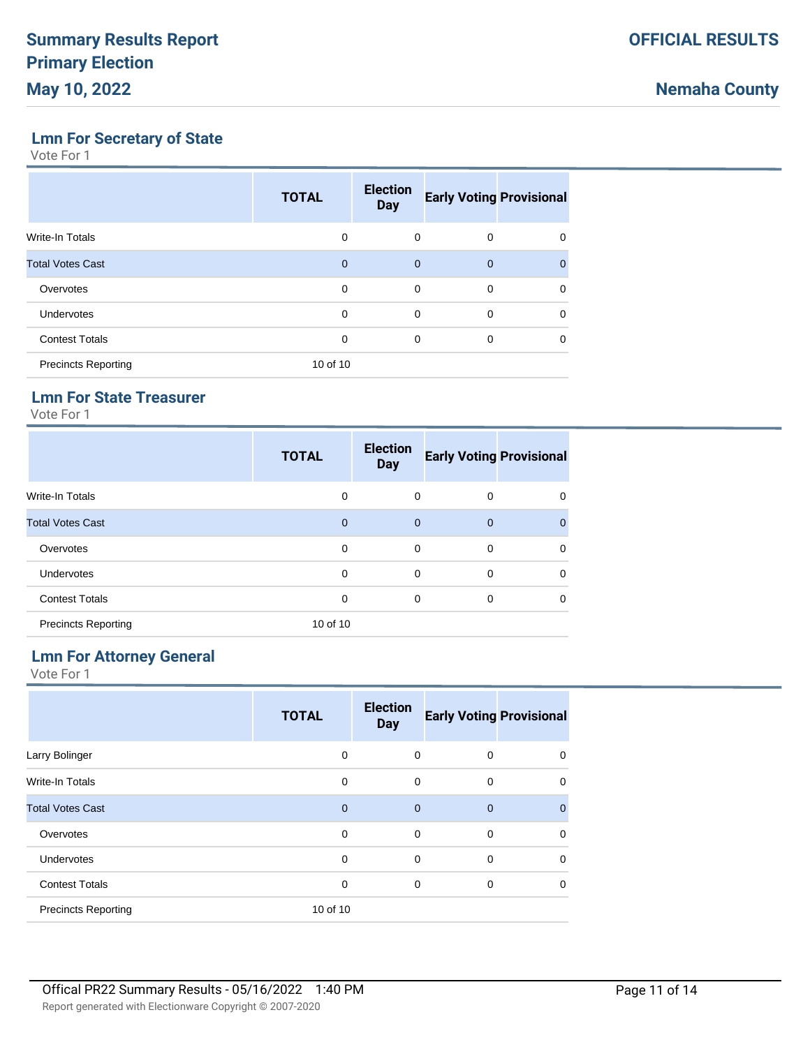## Lmn For Secretary of State

Vote For 1

| | TOTAL | Election Day | Early Voting | Provisional |
|---|---|---|---|---|
| Write-In Totals | 0 | 0 | 0 | 0 |
| Total Votes Cast | 0 | 0 | 0 | 0 |
| Overvotes | 0 | 0 | 0 | 0 |
| Undervotes | 0 | 0 | 0 | 0 |
| Contest Totals | 0 | 0 | 0 | 0 |
| Precincts Reporting | 10 of 10 | | | |

## Lmn For State Treasurer

Vote For 1

| | TOTAL | Election Day | Early Voting | Provisional |
|---|---|---|---|---|
| Write-In Totals | 0 | 0 | 0 | 0 |
| Total Votes Cast | 0 | 0 | 0 | 0 |
| Overvotes | 0 | 0 | 0 | 0 |
| Undervotes | 0 | 0 | 0 | 0 |
| Contest Totals | 0 | 0 | 0 | 0 |
| Precincts Reporting | 10 of 10 | | | |

## Lmn For Attorney General

Vote For 1

| | TOTAL | Election Day | Early Voting | Provisional |
|---|---|---|---|---|
| Larry Bolinger | 0 | 0 | 0 | 0 |
| Write-In Totals | 0 | 0 | 0 | 0 |
| Total Votes Cast | 0 | 0 | 0 | 0 |
| Overvotes | 0 | 0 | 0 | 0 |
| Undervotes | 0 | 0 | 0 | 0 |
| Contest Totals | 0 | 0 | 0 | 0 |
| Precincts Reporting | 10 of 10 | | | |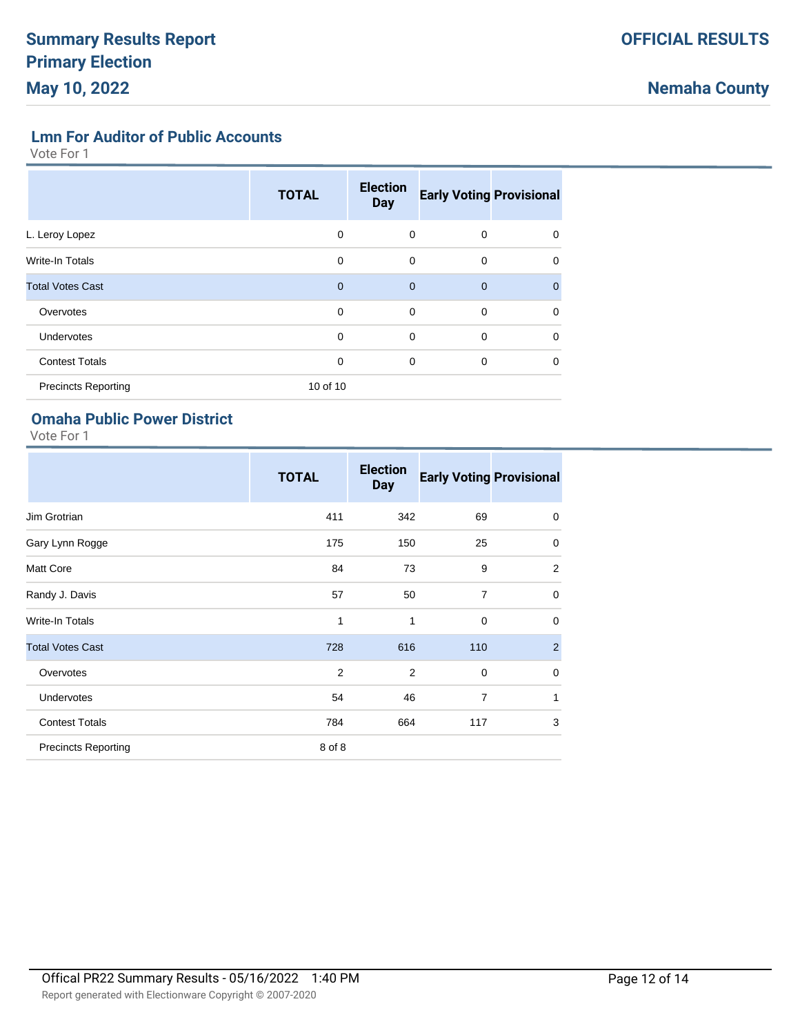## Lmn For Auditor of Public Accounts

Vote For 1

| | TOTAL | Election Day | Early Voting | Provisional |
|---|---|---|---|---|
| L. Leroy Lopez | 0 | 0 | 0 | 0 |
| Write-In Totals | 0 | 0 | 0 | 0 |
| Total Votes Cast | 0 | 0 | 0 | 0 |
| Overvotes | 0 | 0 | 0 | 0 |
| Undervotes | 0 | 0 | 0 | 0 |
| Contest Totals | 0 | 0 | 0 | 0 |
| Precincts Reporting | 10 of 10 | | | |

## Omaha Public Power District

Vote For 1

| | TOTAL | Election Day | Early Voting | Provisional |
|---|---|---|---|---|
| Jim Grotrian | 411 | 342 | 69 | 0 |
| Gary Lynn Rogge | 175 | 150 | 25 | 0 |
| Matt Core | 84 | 73 | 9 | 2 |
| Randy J. Davis | 57 | 50 | 7 | 0 |
| Write-In Totals | 1 | 1 | 0 | 0 |
| Total Votes Cast | 728 | 616 | 110 | 2 |
| Overvotes | 2 | 2 | 0 | 0 |
| Undervotes | 54 | 46 | 7 | 1 |
| Contest Totals | 784 | 664 | 117 | 3 |
| Precincts Reporting | 8 of 8 | | | |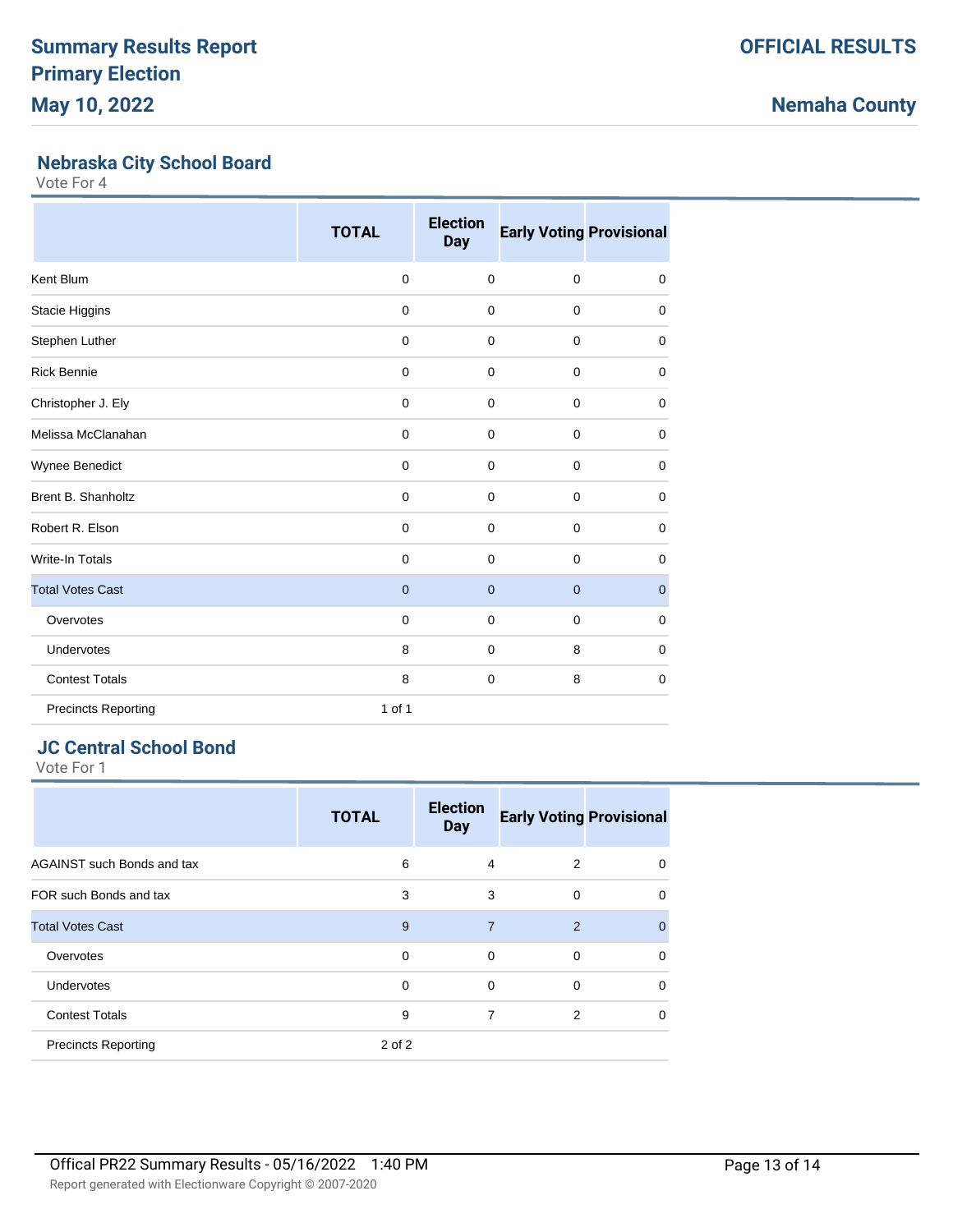# Summary Results Report
# Primary Election
# May 10, 2022

**OFFICIAL RESULTS**

**Nemaha County**

## Nebraska City School Board

Vote For 4

| | TOTAL | Election Day | Early Voting | Provisional |
|---|---|---|---|---|
| Kent Blum | 0 | 0 | 0 | 0 |
| Stacie Higgins | 0 | 0 | 0 | 0 |
| Stephen Luther | 0 | 0 | 0 | 0 |
| Rick Bennie | 0 | 0 | 0 | 0 |
| Christopher J. Ely | 0 | 0 | 0 | 0 |
| Melissa McClanahan | 0 | 0 | 0 | 0 |
| Wynee Benedict | 0 | 0 | 0 | 0 |
| Brent B. Shanholtz | 0 | 0 | 0 | 0 |
| Robert R. Elson | 0 | 0 | 0 | 0 |
| Write-In Totals | 0 | 0 | 0 | 0 |
| Total Votes Cast | 0 | 0 | 0 | 0 |
| Overvotes | 0 | 0 | 0 | 0 |
| Undervotes | 8 | 0 | 8 | 0 |
| Contest Totals | 8 | 0 | 8 | 0 |
| Precincts Reporting | 1 of 1 | | | |

## JC Central School Bond

Vote For 1

| | TOTAL | Election Day | Early Voting | Provisional |
|---|---|---|---|---|
| AGAINST such Bonds and tax | 6 | 4 | 2 | 0 |
| FOR such Bonds and tax | 3 | 3 | 0 | 0 |
| Total Votes Cast | 9 | 7 | 2 | 0 |
| Overvotes | 0 | 0 | 0 | 0 |
| Undervotes | 0 | 0 | 0 | 0 |
| Contest Totals | 9 | 7 | 2 | 0 |
| Precincts Reporting | 2 of 2 | | | |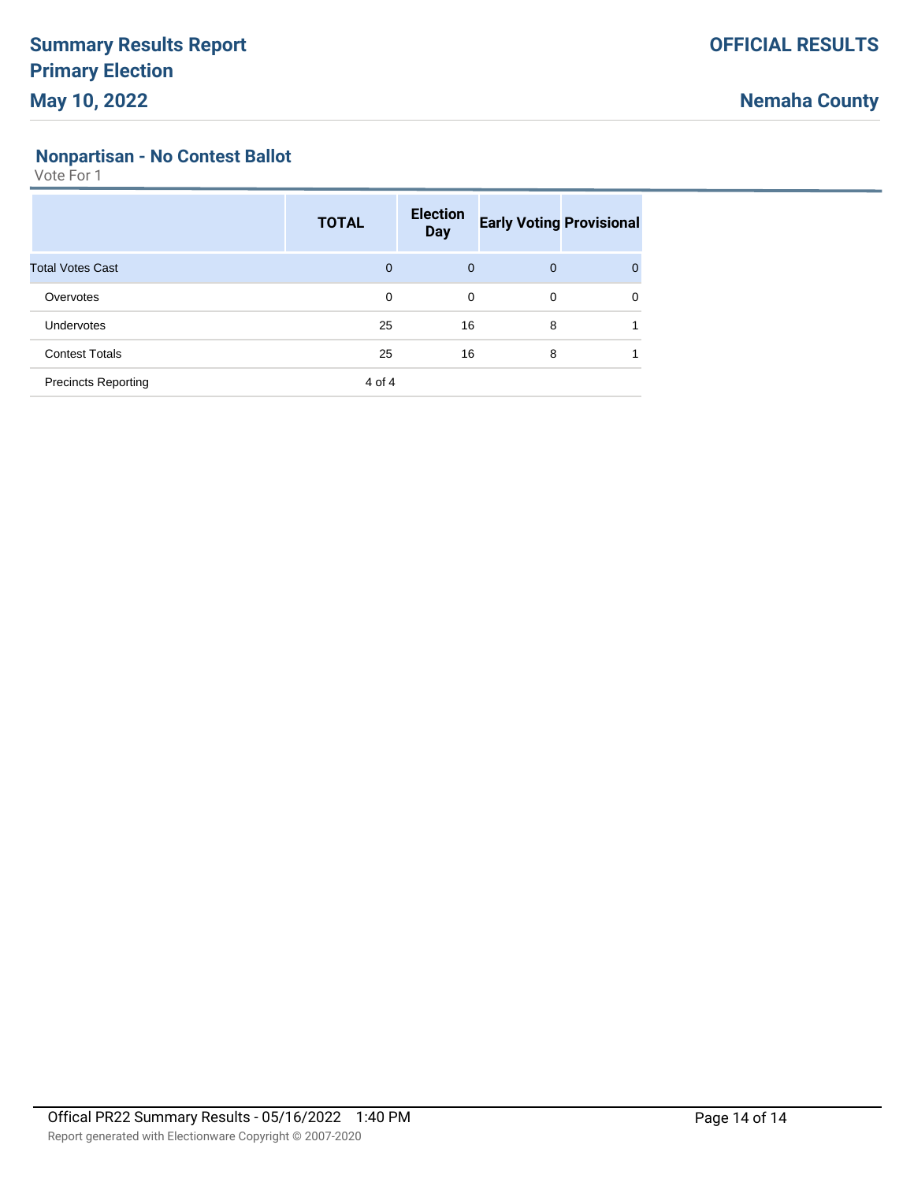# Summary Results Report
# Primary Election
# May 10, 2022

**OFFICIAL RESULTS**

**Nemaha County**

## Nonpartisan - No Contest Ballot

Vote For 1

| | TOTAL | Election Day | Early Voting | Provisional |
|---|---|---|---|---|
| Total Votes Cast | 0 | 0 | 0 | 0 |
| Overvotes | 0 | 0 | 0 | 0 |
| Undervotes | 25 | 16 | 8 | 1 |
| Contest Totals | 25 | 16 | 8 | 1 |
| Precincts Reporting | 4 of 4 | | | |